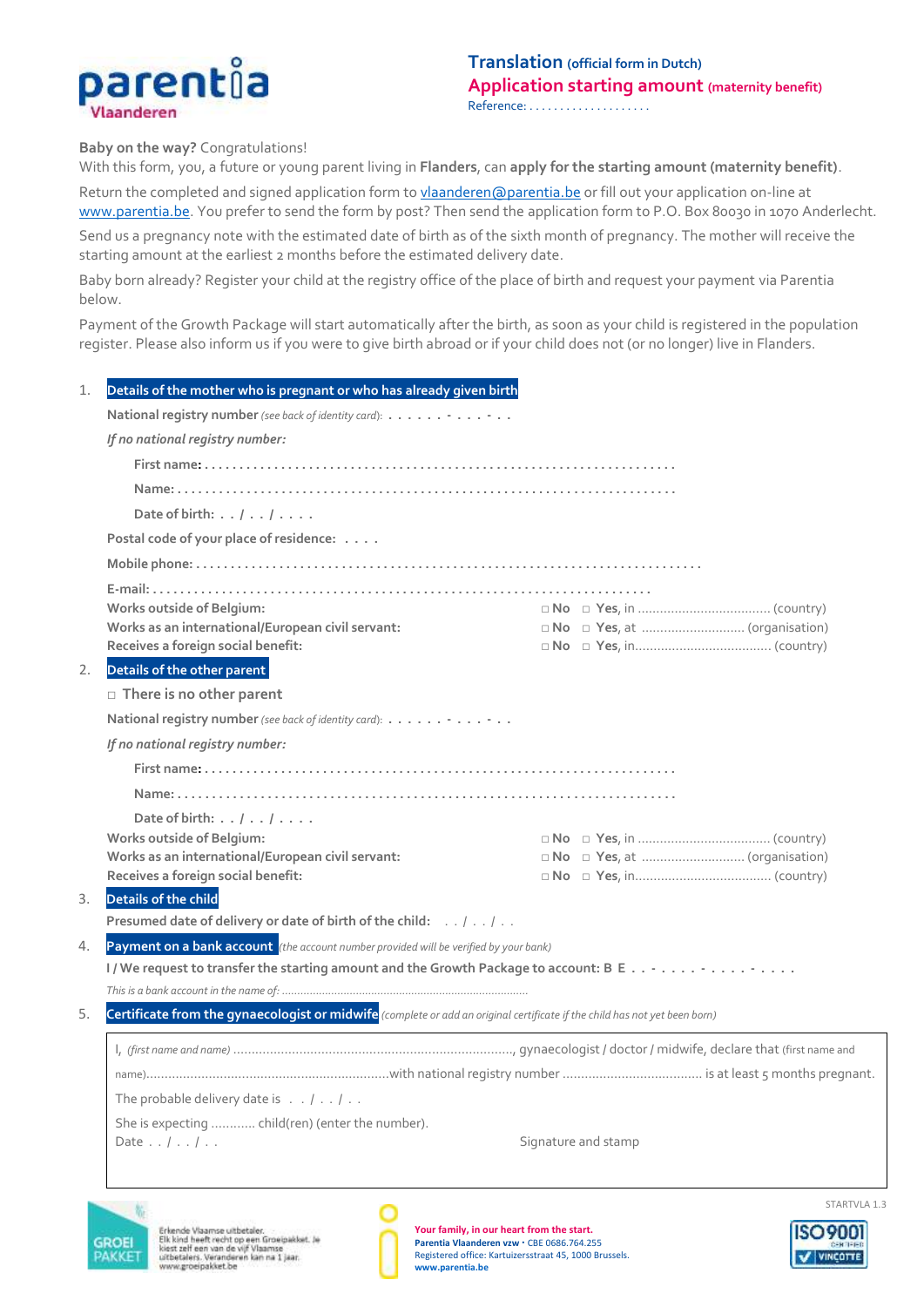parentia Vlaanderen

**Translation** (official form in Dutch)
**Application starting amount** (maternity benefit)
Reference: . . . . . . . . . . . . . . . . . . . .

**Baby on the way?** Congratulations!
With this form, you, a future or young parent living in **Flanders**, can **apply for the starting amount (maternity benefit)**.

Return the completed and signed application form to vlaanderen@parentia.be or fill out your application on-line at www.parentia.be. You prefer to send the form by post? Then send the application form to P.O. Box 80030 in 1070 Anderlecht.

Send us a pregnancy note with the estimated date of birth as of the sixth month of pregnancy. The mother will receive the starting amount at the earliest 2 months before the estimated delivery date.

Baby born already? Register your child at the registry office of the place of birth and request your payment via Parentia below.

Payment of the Growth Package will start automatically after the birth, as soon as your child is registered in the population register. Please also inform us if you were to give birth abroad or if your child does not (or no longer) live in Flanders.

1. **Details of the mother who is pregnant or who has already given birth**

   **National registry number** *(see back of identity card)*: . . . . . . - . . . . - . .

   ***If no national registry number:***

   First name: . . . . . . . . . . . . . . . . . . . . . . . . . . . . . . . . . . . . . . . . . . . . . . . . . . . . . . . . . . . . . .

   Name: . . . . . . . . . . . . . . . . . . . . . . . . . . . . . . . . . . . . . . . . . . . . . . . . . . . . . . . . . . . . . . . . . .

   Date of birth: . . / . . / . . . .

   **Postal code of your place of residence:** . . . .

   **Mobile phone:** . . . . . . . . . . . . . . . . . . . . . . . . . . . . . . . . . . . . . . . . . . . . . . . . . . . . . . . . . . . . . . . .

   **E-mail:** . . . . . . . . . . . . . . . . . . . . . . . . . . . . . . . . . . . . . . . . . . . . . . . . . . . . . . . . . . . . . . . . . . . .

   **Works outside of Belgium:** □ **No** □ **Yes**, in .................................... (country)
   **Works as an international/European civil servant:** □ **No** □ **Yes**, at ............................ (organisation)
   **Receives a foreign social benefit:** □ **No** □ **Yes**, in..................................... (country)

2. **Details of the other parent**

   □ **There is no other parent**

   **National registry number** *(see back of identity card)*: . . . . . . - . . . . - . .

   ***If no national registry number:***

   First name: . . . . . . . . . . . . . . . . . . . . . . . . . . . . . . . . . . . . . . . . . . . . . . . . . . . . . . . . . . . . . .

   Name: . . . . . . . . . . . . . . . . . . . . . . . . . . . . . . . . . . . . . . . . . . . . . . . . . . . . . . . . . . . . . . . . . .

   Date of birth: . . / . . / . . . .

   **Works outside of Belgium:** □ **No** □ **Yes**, in .................................... (country)
   **Works as an international/European civil servant:** □ **No** □ **Yes**, at ............................ (organisation)
   **Receives a foreign social benefit:** □ **No** □ **Yes**, in..................................... (country)

3. **Details of the child**

   **Presumed date of delivery or date of birth of the child:** . . / . . / . .

4. **Payment on a bank account** *(the account number provided will be verified by your bank)*

   **I / We request to transfer the starting amount and the Growth Package to account: B E . . - . . . . - . . . . - . . . .**

   *This is a bank account in the name of:* ...............................................................................

5. **Certificate from the gynaecologist or midwife** *(complete or add an original certificate if the child has not yet been born)*

   I, *(first name and name)* ............................................................................, gynaecologist / doctor / midwife, declare that (first name and name)..................................................................with national registry number ...................................... is at least 5 months pregnant.

   The probable delivery date is . . / . . / . .

   She is expecting ............ child(ren) (enter the number).

   Date . . / . . / . . Signature and stamp

STARTVLA 1.3

GROEIPAKKET — Erkende Vlaamse uitbetaler. Elk kind heeft recht op een Groeipakket. Je kiest zelf een van de vijf Vlaamse uitbetalers. Veranderen kan na 1 jaar. www.groeipakket.be

**Your family, in our heart from the start.**
**Parentia Vlaanderen vzw** • CBE 0686.764.255
Registered office: Kartuizersstraat 45, 1000 Brussels.
**www.parentia.be**

ISO 9001 CERTIFIED VINÇOTTE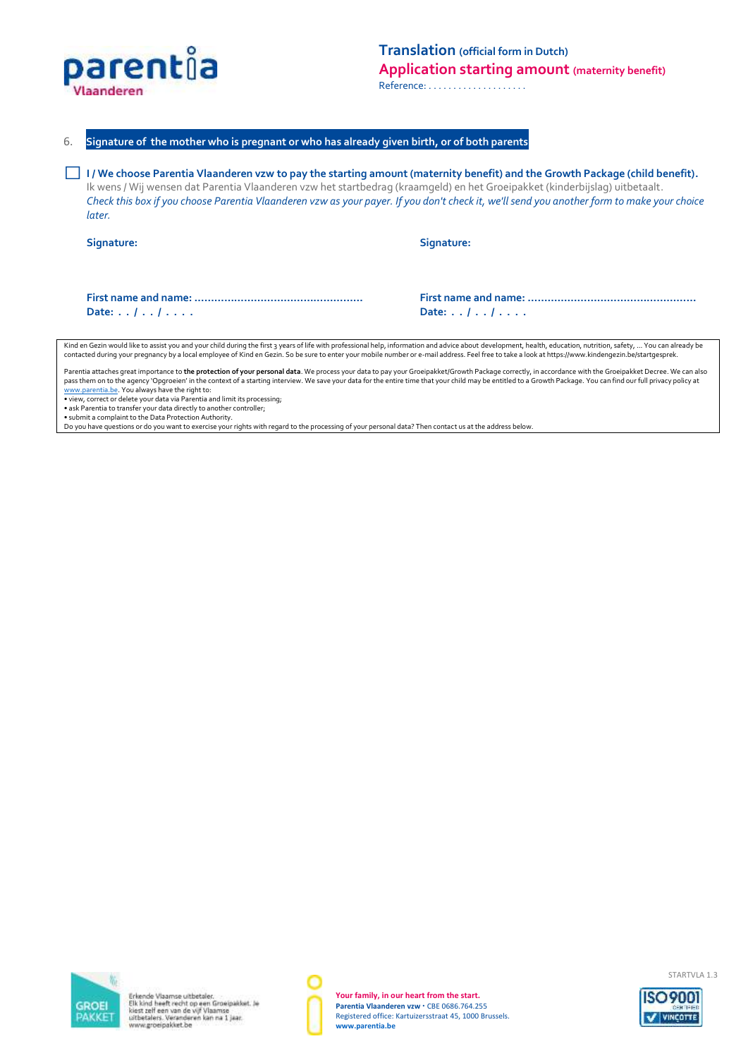**Translation** (official form in Dutch)
**Application starting amount** (maternity benefit)
Reference: . . . . . . . . . . . . . . . . . . . .

## 6. Signature of the mother who is pregnant or who has already given birth, or of both parents

☐ **I / We choose Parentia Vlaanderen vzw to pay the starting amount (maternity benefit) and the Growth Package (child benefit).**
Ik wens / Wij wensen dat Parentia Vlaanderen vzw het startbedrag (kraamgeld) en het Groeipakket (kinderbijslag) uitbetaalt.
*Check this box if you choose Parentia Vlaanderen vzw as your payer. If you don't check it, we'll send you another form to make your choice later.*

**Signature:**

**First name and name:** ..................................................
**Date:** . . / . . / . . . .

**Signature:**

**First name and name:** ..................................................
**Date:** . . / . . / . . . .

Kind en Gezin would like to assist you and your child during the first 3 years of life with professional help, information and advice about development, health, education, nutrition, safety, ... You can already be contacted during your pregnancy by a local employee of Kind en Gezin. So be sure to enter your mobile number or e-mail address. Feel free to take a look at https://www.kindengezin.be/startgesprek.

Parentia attaches great importance to **the protection of your personal data**. We process your data to pay your Groeipakket/Growth Package correctly, in accordance with the Groeipakket Decree. We can also pass them on to the agency 'Opgroeien' in the context of a starting interview. We save your data for the entire time that your child may be entitled to a Growth Package. You can find our full privacy policy at www.parentia.be. You always have the right to:

- view, correct or delete your data via Parentia and limit its processing;
- ask Parentia to transfer your data directly to another controller;
- submit a complaint to the Data Protection Authority.

Do you have questions or do you want to exercise your rights with regard to the processing of your personal data? Then contact us at the address below.

Erkende Vlaamse uitbetaler. Elk kind heeft recht op een Groeipakket. Je kiest zelf een van de vijf Vlaamse uitbetalers. Veranderen kan na 1 jaar. www.groeipakket.be

**Your family, in our heart from the start.**
**Parentia Vlaanderen vzw** • CBE 0686.764.255
Registered office: Kartuizersstraat 45, 1000 Brussels.
**www.parentia.be**

STARTVLA 1.3